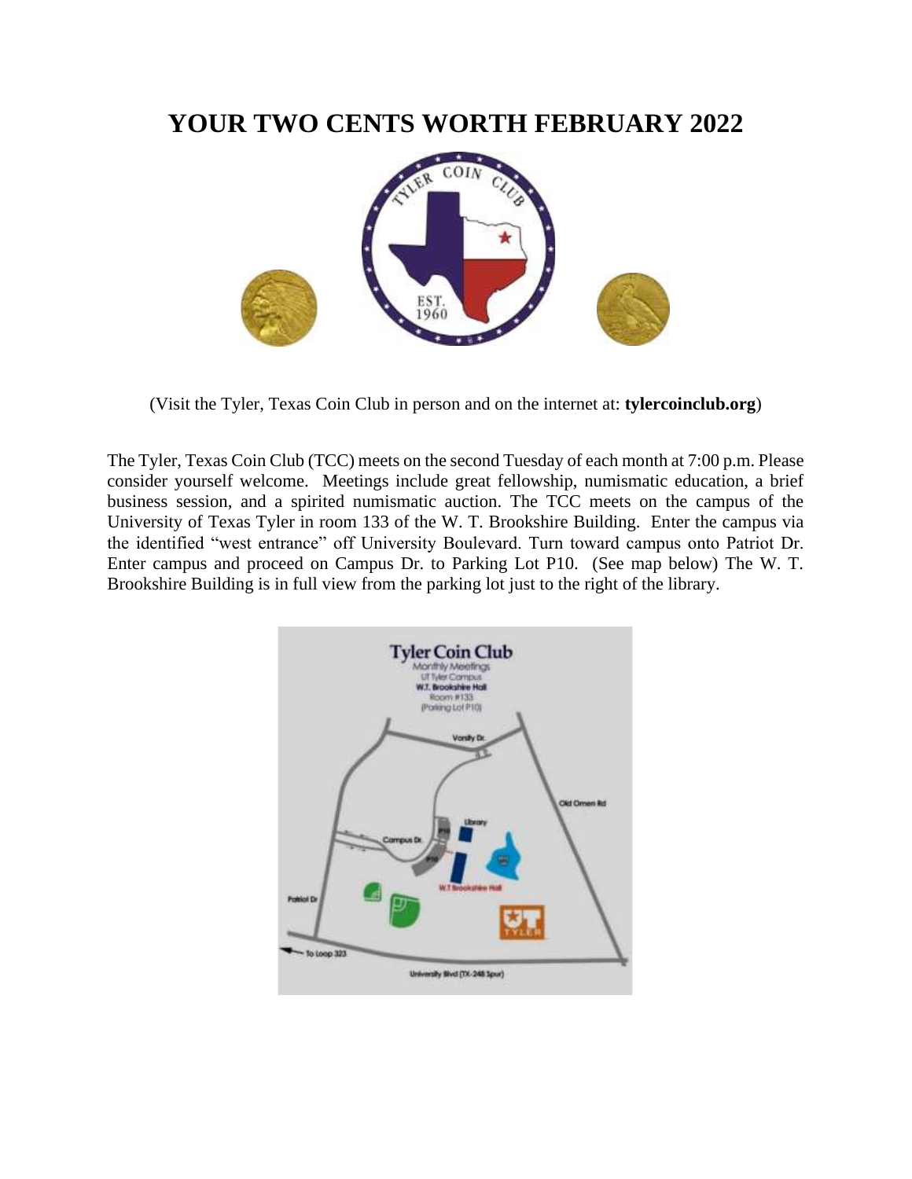# YOUR TWO CENTS WORTH FEBRUARY 2022

(Visit the Tyler, Texas Coin Club in person and on the internet at: **tylercoinclub.org**)

The Tyler, Texas Coin Club (TCC) meets on the second Tuesday of each month at 7:00 p.m. Please consider yourself welcome. Meetings include great fellowship, numismatic education, a brief business session, and a spirited numismatic auction. The TCC meets on the campus of the University of Texas Tyler in room 133 of the W. T. Brookshire Building. Enter the campus via the identified "west entrance" off University Boulevard. Turn toward campus onto Patriot Dr. Enter campus and proceed on Campus Dr. to Parking Lot P10. (See map below) The W. T. Brookshire Building is in full view from the parking lot just to the right of the library.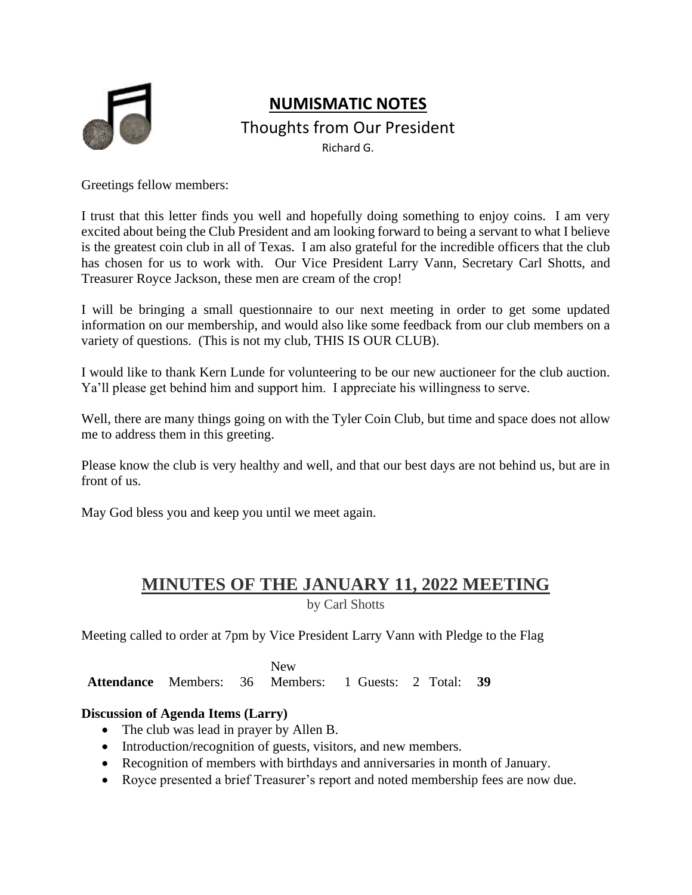# NUMISMATIC NOTES

## Thoughts from Our President

Richard G.

Greetings fellow members:

I trust that this letter finds you well and hopefully doing something to enjoy coins. I am very excited about being the Club President and am looking forward to being a servant to what I believe is the greatest coin club in all of Texas. I am also grateful for the incredible officers that the club has chosen for us to work with. Our Vice President Larry Vann, Secretary Carl Shotts, and Treasurer Royce Jackson, these men are cream of the crop!

I will be bringing a small questionnaire to our next meeting in order to get some updated information on our membership, and would also like some feedback from our club members on a variety of questions. (This is not my club, THIS IS OUR CLUB).

I would like to thank Kern Lunde for volunteering to be our new auctioneer for the club auction. Ya'll please get behind him and support him. I appreciate his willingness to serve.

Well, there are many things going on with the Tyler Coin Club, but time and space does not allow me to address them in this greeting.

Please know the club is very healthy and well, and that our best days are not behind us, but are in front of us.

May God bless you and keep you until we meet again.

# MINUTES OF THE JANUARY 11, 2022 MEETING

by Carl Shotts

Meeting called to order at 7pm by Vice President Larry Vann with Pledge to the Flag

| | Members: | | New Members: | | Guests: | | Total: | |
|---|---|---|---|---|---|---|---|---|
| **Attendance** | Members: | 36 | New Members: | 1 | Guests: | 2 | Total: | **39** |

**Discussion of Agenda Items (Larry)**

- The club was lead in prayer by Allen B.
- Introduction/recognition of guests, visitors, and new members.
- Recognition of members with birthdays and anniversaries in month of January.
- Royce presented a brief Treasurer's report and noted membership fees are now due.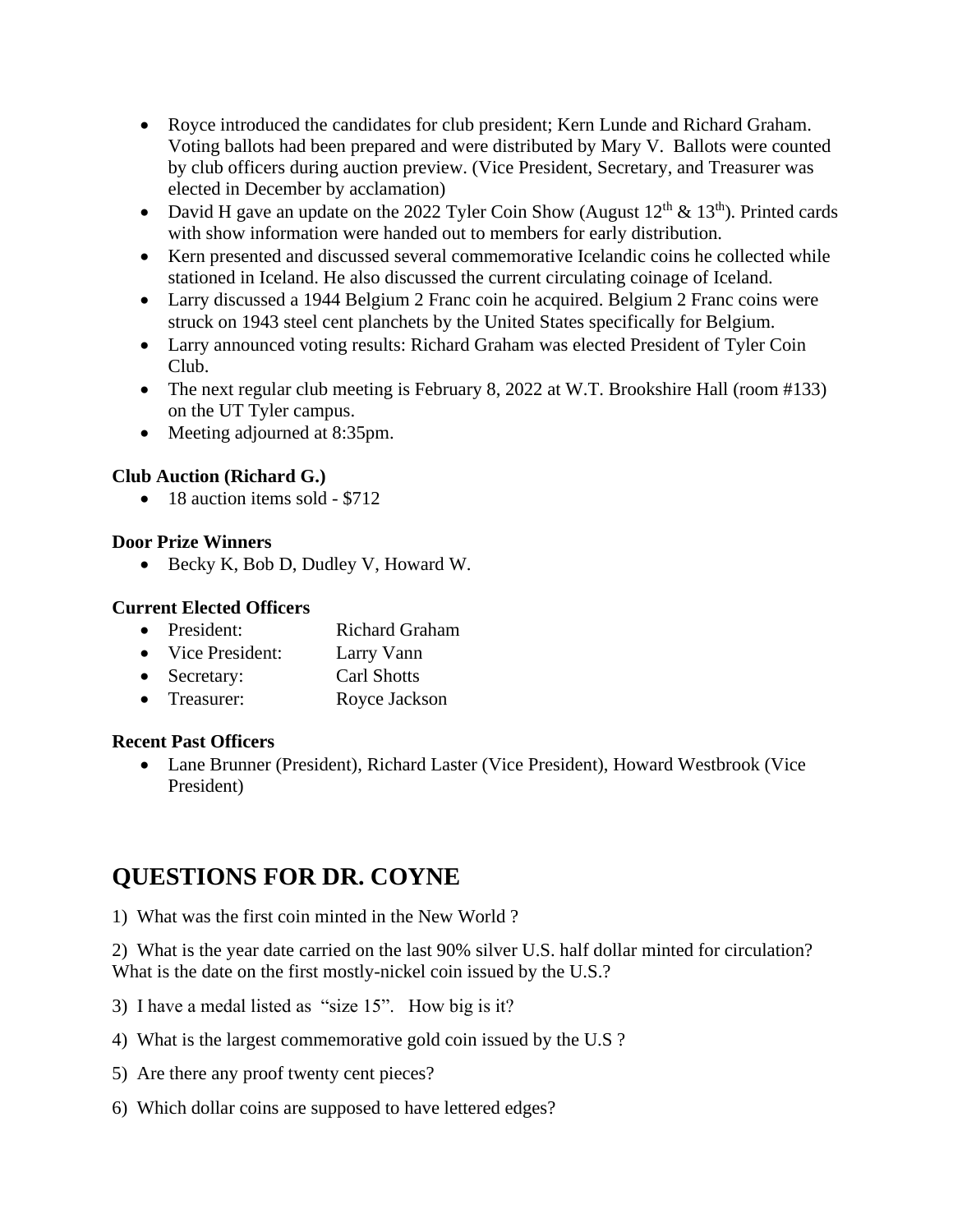- Royce introduced the candidates for club president; Kern Lunde and Richard Graham. Voting ballots had been prepared and were distributed by Mary V. Ballots were counted by club officers during auction preview. (Vice President, Secretary, and Treasurer was elected in December by acclamation)
- David H gave an update on the 2022 Tyler Coin Show (August 12th & 13th). Printed cards with show information were handed out to members for early distribution.
- Kern presented and discussed several commemorative Icelandic coins he collected while stationed in Iceland. He also discussed the current circulating coinage of Iceland.
- Larry discussed a 1944 Belgium 2 Franc coin he acquired. Belgium 2 Franc coins were struck on 1943 steel cent planchets by the United States specifically for Belgium.
- Larry announced voting results: Richard Graham was elected President of Tyler Coin Club.
- The next regular club meeting is February 8, 2022 at W.T. Brookshire Hall (room #133) on the UT Tyler campus.
- Meeting adjourned at 8:35pm.

**Club Auction (Richard G.)**

- 18 auction items sold - $712

**Door Prize Winners**

- Becky K, Bob D, Dudley V, Howard W.

**Current Elected Officers**

- President: Richard Graham
- Vice President: Larry Vann
- Secretary: Carl Shotts
- Treasurer: Royce Jackson

**Recent Past Officers**

- Lane Brunner (President), Richard Laster (Vice President), Howard Westbrook (Vice President)

## QUESTIONS FOR DR. COYNE

1) What was the first coin minted in the New World ?

2) What is the year date carried on the last 90% silver U.S. half dollar minted for circulation? What is the date on the first mostly-nickel coin issued by the U.S.?

3) I have a medal listed as "size 15". How big is it?

4) What is the largest commemorative gold coin issued by the U.S ?

5) Are there any proof twenty cent pieces?

6) Which dollar coins are supposed to have lettered edges?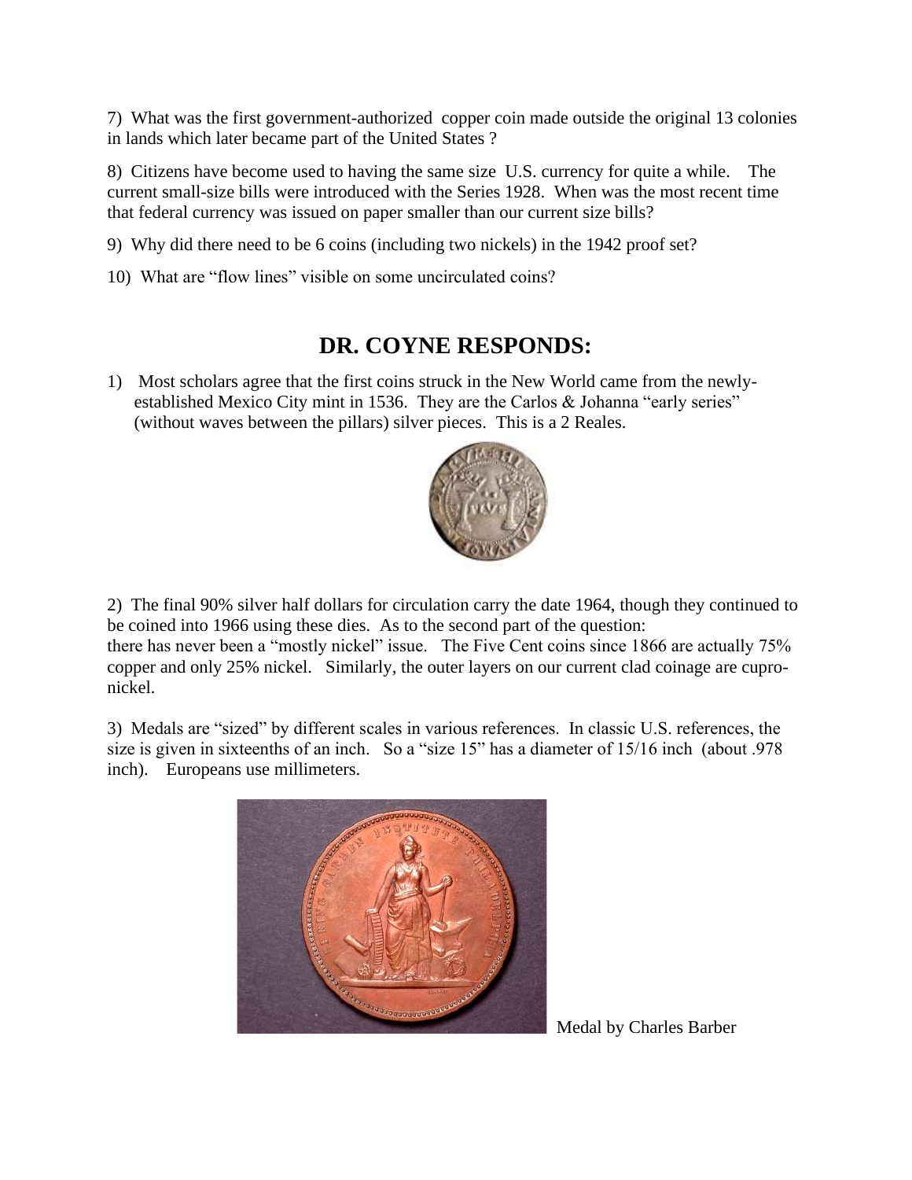7) What was the first government-authorized copper coin made outside the original 13 colonies in lands which later became part of the United States ?

8) Citizens have become used to having the same size U.S. currency for quite a while. The current small-size bills were introduced with the Series 1928. When was the most recent time that federal currency was issued on paper smaller than our current size bills?

9) Why did there need to be 6 coins (including two nickels) in the 1942 proof set?

10) What are "flow lines" visible on some uncirculated coins?

## DR. COYNE RESPONDS:

1) Most scholars agree that the first coins struck in the New World came from the newly-established Mexico City mint in 1536. They are the Carlos & Johanna "early series" (without waves between the pillars) silver pieces. This is a 2 Reales.

2) The final 90% silver half dollars for circulation carry the date 1964, though they continued to be coined into 1966 using these dies. As to the second part of the question: there has never been a "mostly nickel" issue. The Five Cent coins since 1866 are actually 75% copper and only 25% nickel. Similarly, the outer layers on our current clad coinage are cupro-nickel.

3) Medals are "sized" by different scales in various references. In classic U.S. references, the size is given in sixteenths of an inch. So a "size 15" has a diameter of 15/16 inch (about .978 inch). Europeans use millimeters.

Medal by Charles Barber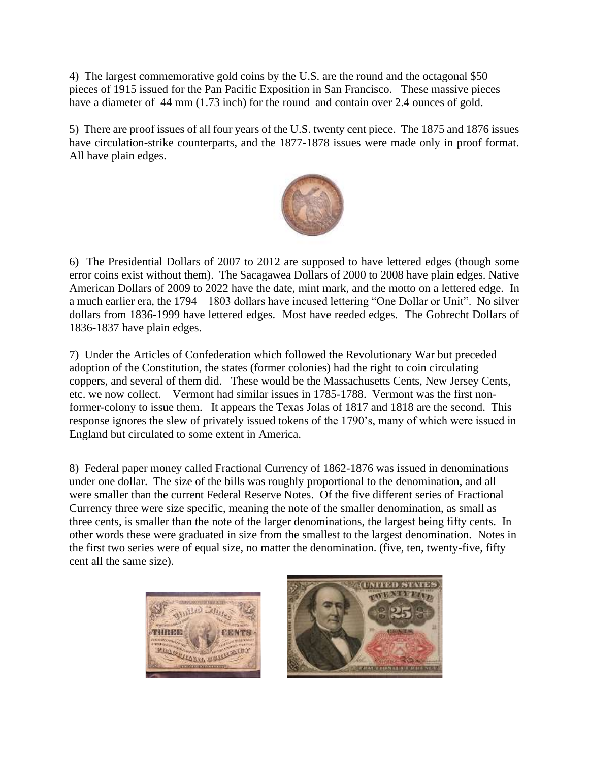4) The largest commemorative gold coins by the U.S. are the round and the octagonal $50 pieces of 1915 issued for the Pan Pacific Exposition in San Francisco. These massive pieces have a diameter of 44 mm (1.73 inch) for the round and contain over 2.4 ounces of gold.

5) There are proof issues of all four years of the U.S. twenty cent piece. The 1875 and 1876 issues have circulation-strike counterparts, and the 1877-1878 issues were made only in proof format. All have plain edges.

6) The Presidential Dollars of 2007 to 2012 are supposed to have lettered edges (though some error coins exist without them). The Sacagawea Dollars of 2000 to 2008 have plain edges. Native American Dollars of 2009 to 2022 have the date, mint mark, and the motto on a lettered edge. In a much earlier era, the 1794 – 1803 dollars have incused lettering "One Dollar or Unit". No silver dollars from 1836-1999 have lettered edges. Most have reeded edges. The Gobrecht Dollars of 1836-1837 have plain edges.

7) Under the Articles of Confederation which followed the Revolutionary War but preceded adoption of the Constitution, the states (former colonies) had the right to coin circulating coppers, and several of them did. These would be the Massachusetts Cents, New Jersey Cents, etc. we now collect. Vermont had similar issues in 1785-1788. Vermont was the first non-former-colony to issue them. It appears the Texas Jolas of 1817 and 1818 are the second. This response ignores the slew of privately issued tokens of the 1790's, many of which were issued in England but circulated to some extent in America.

8) Federal paper money called Fractional Currency of 1862-1876 was issued in denominations under one dollar. The size of the bills was roughly proportional to the denomination, and all were smaller than the current Federal Reserve Notes. Of the five different series of Fractional Currency three were size specific, meaning the note of the smaller denomination, as small as three cents, is smaller than the note of the larger denominations, the largest being fifty cents. In other words these were graduated in size from the smallest to the largest denomination. Notes in the first two series were of equal size, no matter the denomination. (five, ten, twenty-five, fifty cent all the same size).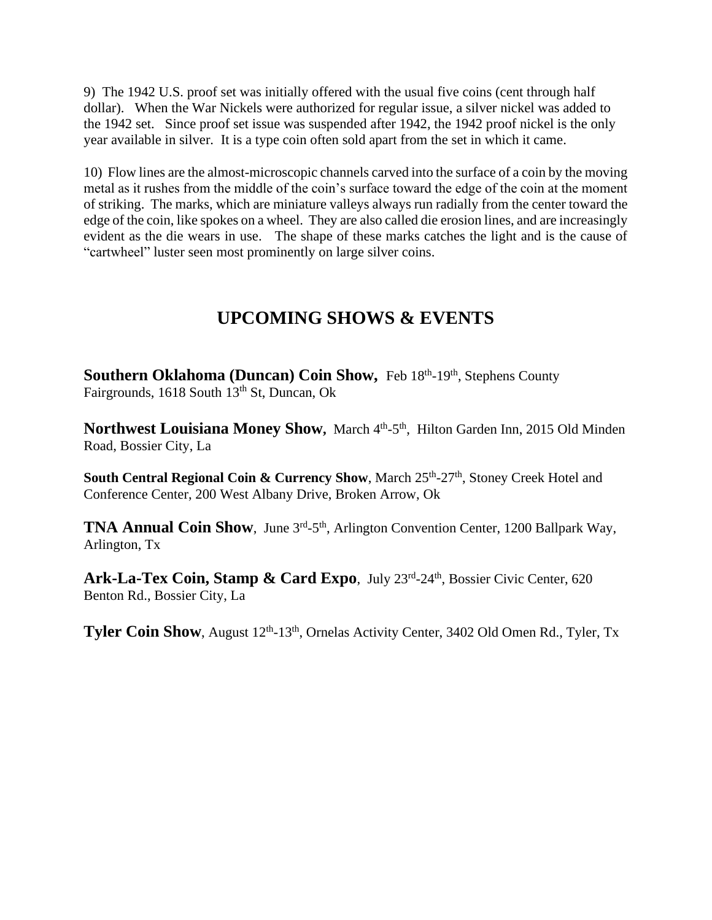9) The 1942 U.S. proof set was initially offered with the usual five coins (cent through half dollar). When the War Nickels were authorized for regular issue, a silver nickel was added to the 1942 set. Since proof set issue was suspended after 1942, the 1942 proof nickel is the only year available in silver. It is a type coin often sold apart from the set in which it came.

10) Flow lines are the almost-microscopic channels carved into the surface of a coin by the moving metal as it rushes from the middle of the coin's surface toward the edge of the coin at the moment of striking. The marks, which are miniature valleys always run radially from the center toward the edge of the coin, like spokes on a wheel. They are also called die erosion lines, and are increasingly evident as the die wears in use. The shape of these marks catches the light and is the cause of "cartwheel" luster seen most prominently on large silver coins.

## UPCOMING SHOWS & EVENTS

**Southern Oklahoma (Duncan) Coin Show,** Feb 18th-19th, Stephens County Fairgrounds, 1618 South 13th St, Duncan, Ok

**Northwest Louisiana Money Show,** March 4th-5th, Hilton Garden Inn, 2015 Old Minden Road, Bossier City, La

**South Central Regional Coin & Currency Show**, March 25th-27th, Stoney Creek Hotel and Conference Center, 200 West Albany Drive, Broken Arrow, Ok

**TNA Annual Coin Show**, June 3rd-5th, Arlington Convention Center, 1200 Ballpark Way, Arlington, Tx

**Ark-La-Tex Coin, Stamp & Card Expo**, July 23rd-24th, Bossier Civic Center, 620 Benton Rd., Bossier City, La

**Tyler Coin Show**, August 12th-13th, Ornelas Activity Center, 3402 Old Omen Rd., Tyler, Tx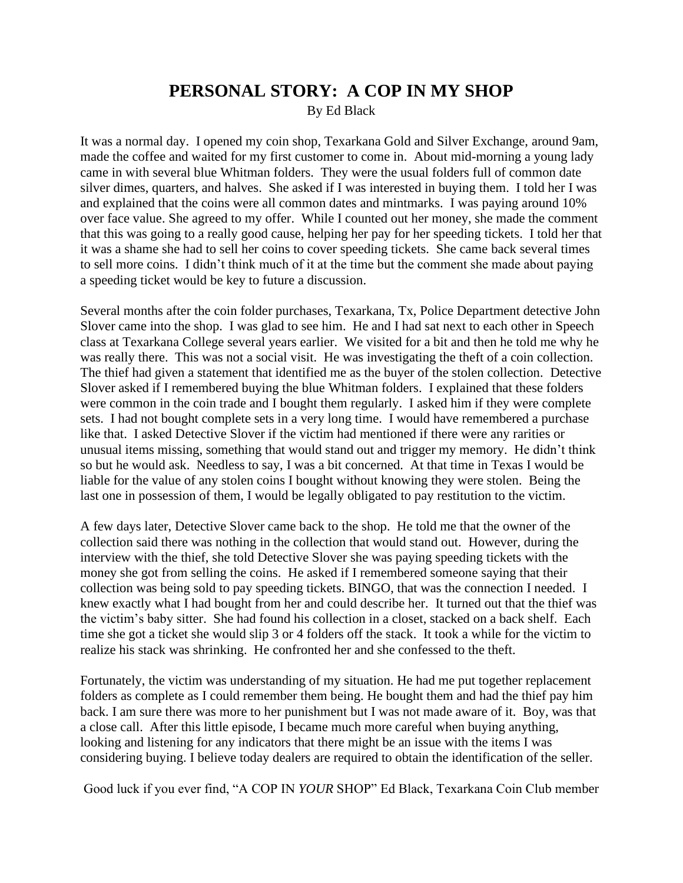# PERSONAL STORY: A COP IN MY SHOP

By Ed Black

It was a normal day. I opened my coin shop, Texarkana Gold and Silver Exchange, around 9am, made the coffee and waited for my first customer to come in. About mid-morning a young lady came in with several blue Whitman folders. They were the usual folders full of common date silver dimes, quarters, and halves. She asked if I was interested in buying them. I told her I was and explained that the coins were all common dates and mintmarks. I was paying around 10% over face value. She agreed to my offer. While I counted out her money, she made the comment that this was going to a really good cause, helping her pay for her speeding tickets. I told her that it was a shame she had to sell her coins to cover speeding tickets. She came back several times to sell more coins. I didn't think much of it at the time but the comment she made about paying a speeding ticket would be key to future a discussion.

Several months after the coin folder purchases, Texarkana, Tx, Police Department detective John Slover came into the shop. I was glad to see him. He and I had sat next to each other in Speech class at Texarkana College several years earlier. We visited for a bit and then he told me why he was really there. This was not a social visit. He was investigating the theft of a coin collection. The thief had given a statement that identified me as the buyer of the stolen collection. Detective Slover asked if I remembered buying the blue Whitman folders. I explained that these folders were common in the coin trade and I bought them regularly. I asked him if they were complete sets. I had not bought complete sets in a very long time. I would have remembered a purchase like that. I asked Detective Slover if the victim had mentioned if there were any rarities or unusual items missing, something that would stand out and trigger my memory. He didn't think so but he would ask. Needless to say, I was a bit concerned. At that time in Texas I would be liable for the value of any stolen coins I bought without knowing they were stolen. Being the last one in possession of them, I would be legally obligated to pay restitution to the victim.

A few days later, Detective Slover came back to the shop. He told me that the owner of the collection said there was nothing in the collection that would stand out. However, during the interview with the thief, she told Detective Slover she was paying speeding tickets with the money she got from selling the coins. He asked if I remembered someone saying that their collection was being sold to pay speeding tickets. BINGO, that was the connection I needed. I knew exactly what I had bought from her and could describe her. It turned out that the thief was the victim's baby sitter. She had found his collection in a closet, stacked on a back shelf. Each time she got a ticket she would slip 3 or 4 folders off the stack. It took a while for the victim to realize his stack was shrinking. He confronted her and she confessed to the theft.

Fortunately, the victim was understanding of my situation. He had me put together replacement folders as complete as I could remember them being. He bought them and had the thief pay him back. I am sure there was more to her punishment but I was not made aware of it. Boy, was that a close call. After this little episode, I became much more careful when buying anything, looking and listening for any indicators that there might be an issue with the items I was considering buying. I believe today dealers are required to obtain the identification of the seller.

Good luck if you ever find, "A COP IN *YOUR* SHOP" Ed Black, Texarkana Coin Club member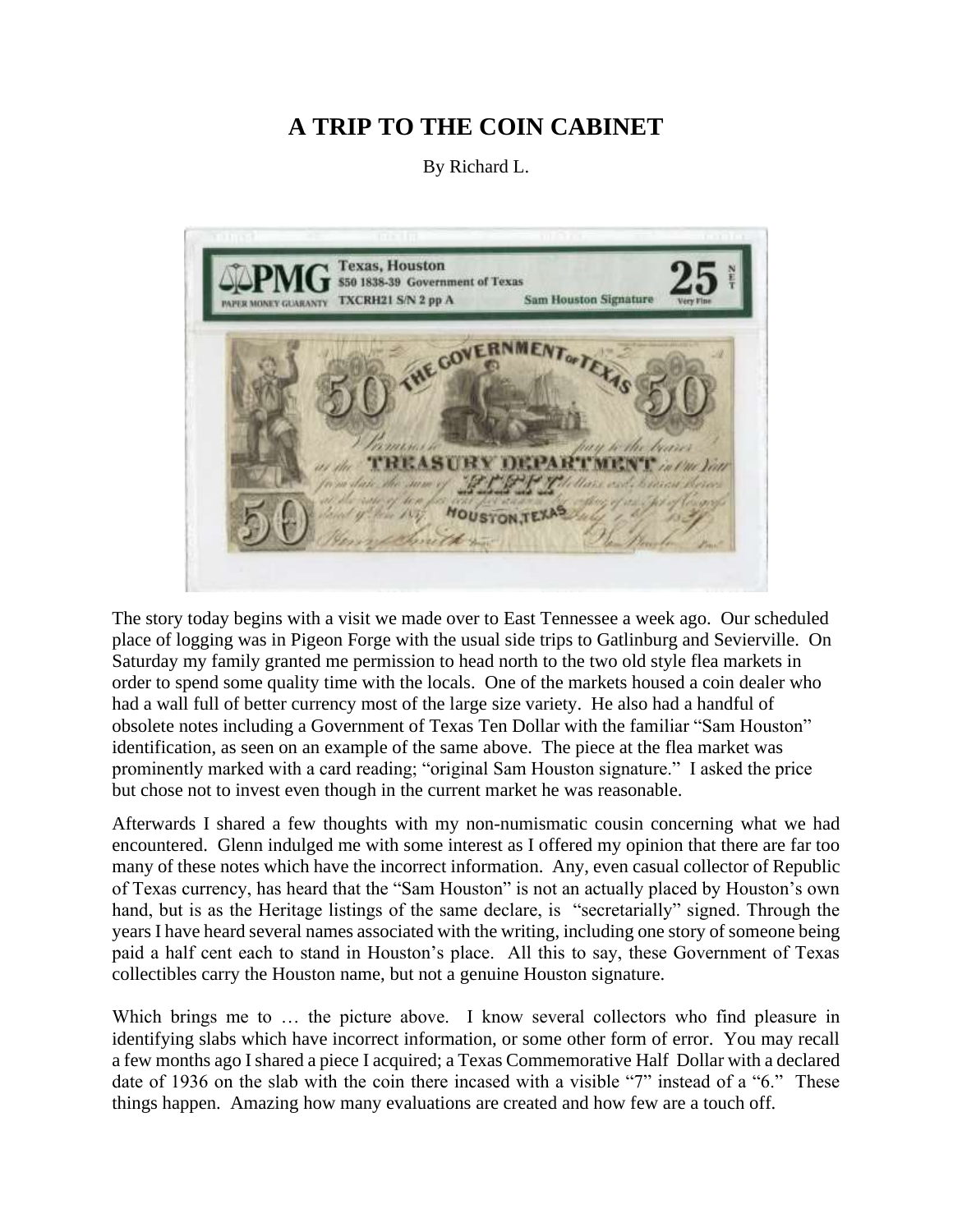# A TRIP TO THE COIN CABINET

By Richard L.

The story today begins with a visit we made over to East Tennessee a week ago. Our scheduled place of logging was in Pigeon Forge with the usual side trips to Gatlinburg and Sevierville. On Saturday my family granted me permission to head north to the two old style flea markets in order to spend some quality time with the locals. One of the markets housed a coin dealer who had a wall full of better currency most of the large size variety. He also had a handful of obsolete notes including a Government of Texas Ten Dollar with the familiar "Sam Houston" identification, as seen on an example of the same above. The piece at the flea market was prominently marked with a card reading; "original Sam Houston signature." I asked the price but chose not to invest even though in the current market he was reasonable.

Afterwards I shared a few thoughts with my non-numismatic cousin concerning what we had encountered. Glenn indulged me with some interest as I offered my opinion that there are far too many of these notes which have the incorrect information. Any, even casual collector of Republic of Texas currency, has heard that the "Sam Houston" is not an actually placed by Houston's own hand, but is as the Heritage listings of the same declare, is "secretarially" signed. Through the years I have heard several names associated with the writing, including one story of someone being paid a half cent each to stand in Houston's place. All this to say, these Government of Texas collectibles carry the Houston name, but not a genuine Houston signature.

Which brings me to … the picture above. I know several collectors who find pleasure in identifying slabs which have incorrect information, or some other form of error. You may recall a few months ago I shared a piece I acquired; a Texas Commemorative Half Dollar with a declared date of 1936 on the slab with the coin there incased with a visible "7" instead of a "6." These things happen. Amazing how many evaluations are created and how few are a touch off.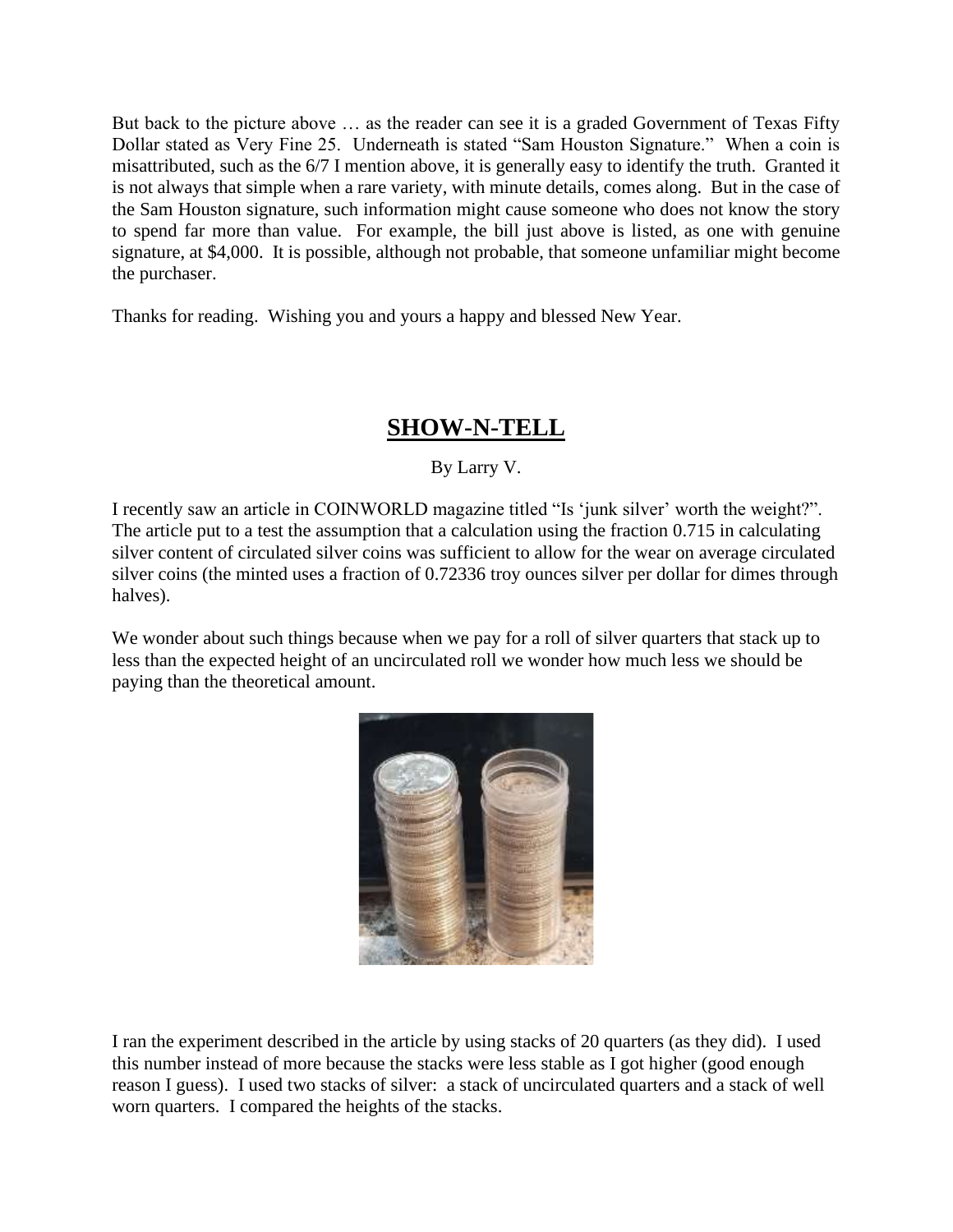But back to the picture above … as the reader can see it is a graded Government of Texas Fifty Dollar stated as Very Fine 25. Underneath is stated "Sam Houston Signature." When a coin is misattributed, such as the 6/7 I mention above, it is generally easy to identify the truth. Granted it is not always that simple when a rare variety, with minute details, comes along. But in the case of the Sam Houston signature, such information might cause someone who does not know the story to spend far more than value. For example, the bill just above is listed, as one with genuine signature, at $4,000. It is possible, although not probable, that someone unfamiliar might become the purchaser.

Thanks for reading. Wishing you and yours a happy and blessed New Year.

## SHOW-N-TELL

By Larry V.

I recently saw an article in COINWORLD magazine titled "Is 'junk silver' worth the weight?". The article put to a test the assumption that a calculation using the fraction 0.715 in calculating silver content of circulated silver coins was sufficient to allow for the wear on average circulated silver coins (the minted uses a fraction of 0.72336 troy ounces silver per dollar for dimes through halves).

We wonder about such things because when we pay for a roll of silver quarters that stack up to less than the expected height of an uncirculated roll we wonder how much less we should be paying than the theoretical amount.

I ran the experiment described in the article by using stacks of 20 quarters (as they did). I used this number instead of more because the stacks were less stable as I got higher (good enough reason I guess). I used two stacks of silver: a stack of uncirculated quarters and a stack of well worn quarters. I compared the heights of the stacks.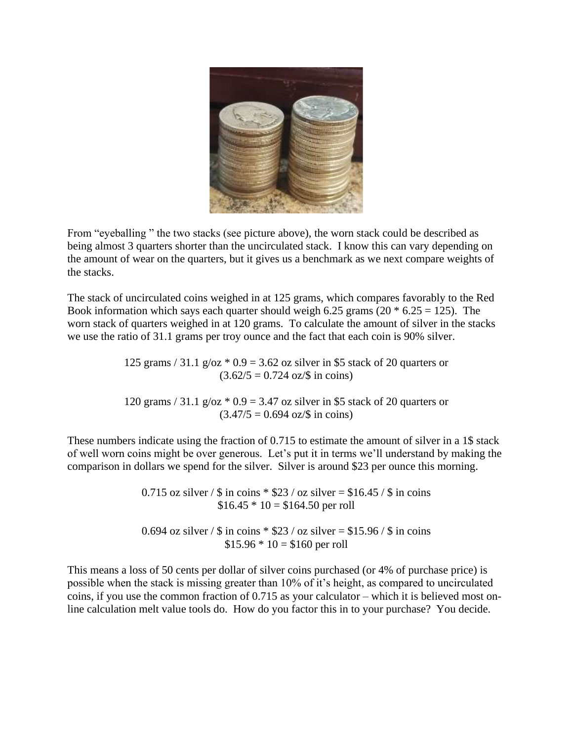From "eyeballing " the two stacks (see picture above), the worn stack could be described as being almost 3 quarters shorter than the uncirculated stack. I know this can vary depending on the amount of wear on the quarters, but it gives us a benchmark as we next compare weights of the stacks.

The stack of uncirculated coins weighed in at 125 grams, which compares favorably to the Red Book information which says each quarter should weigh 6.25 grams (20 * 6.25 = 125). The worn stack of quarters weighed in at 120 grams. To calculate the amount of silver in the stacks we use the ratio of 31.1 grams per troy ounce and the fact that each coin is 90% silver.

125 grams / 31.1 g/oz * 0.9 = 3.62 oz silver in $5 stack of 20 quarters or
(3.62/5 = 0.724 oz/$ in coins)

120 grams / 31.1 g/oz * 0.9 = 3.47 oz silver in $5 stack of 20 quarters or
(3.47/5 = 0.694 oz/$ in coins)

These numbers indicate using the fraction of 0.715 to estimate the amount of silver in a 1$ stack of well worn coins might be over generous. Let's put it in terms we'll understand by making the comparison in dollars we spend for the silver. Silver is around $23 per ounce this morning.

0.715 oz silver / $ in coins * $23 / oz silver = $16.45 / $ in coins
$16.45 * 10 = $164.50 per roll

0.694 oz silver / $ in coins * $23 / oz silver = $15.96 / $ in coins
$15.96 * 10 = $160 per roll

This means a loss of 50 cents per dollar of silver coins purchased (or 4% of purchase price) is possible when the stack is missing greater than 10% of it's height, as compared to uncirculated coins, if you use the common fraction of 0.715 as your calculator – which it is believed most on-line calculation melt value tools do. How do you factor this in to your purchase? You decide.